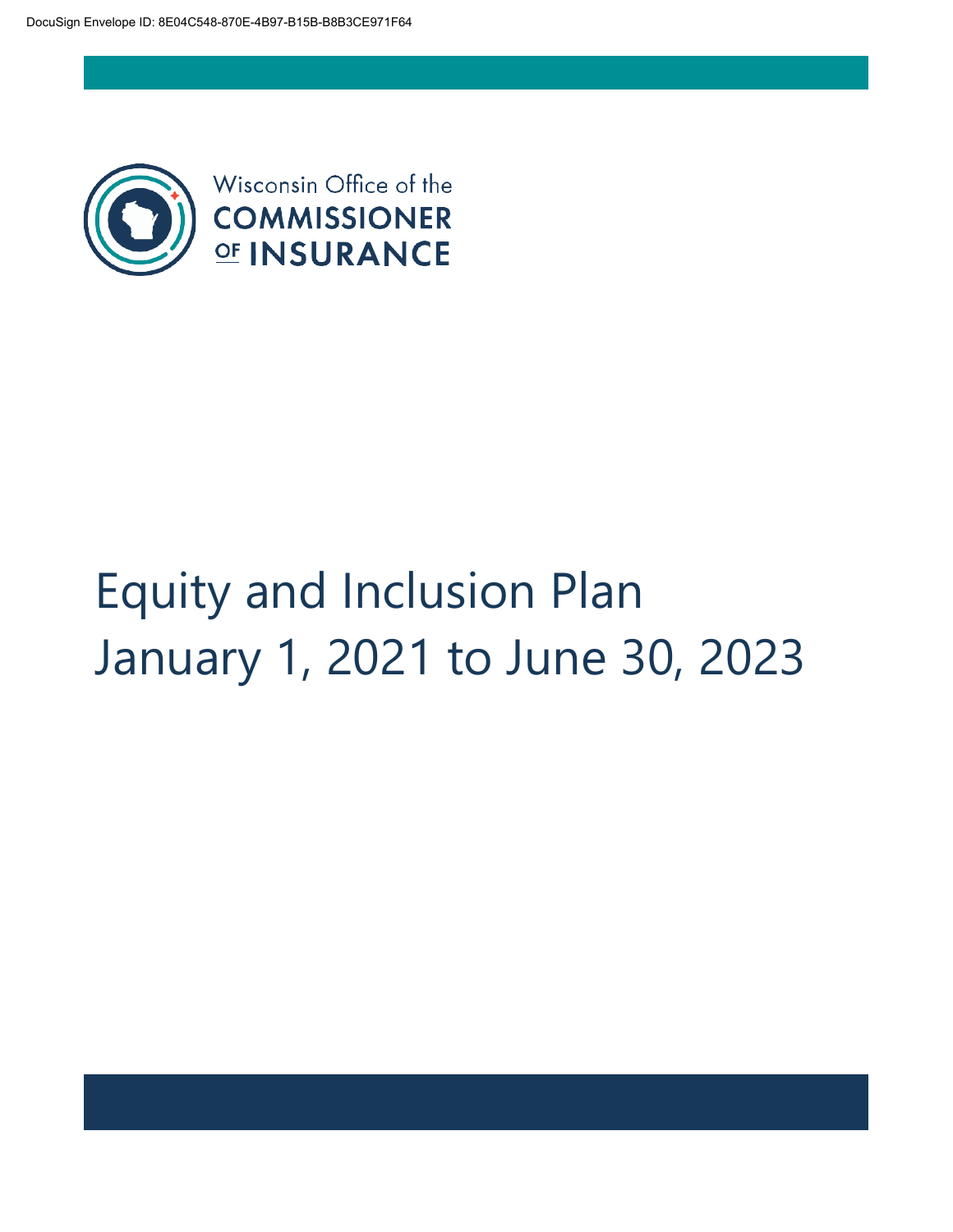DocuSign Envelope ID: 8E04C548-870E-4B97-B15B-B8B3CE971F64

Wisconsin Office of the
**COMMISSIONER OF INSURANCE**

# Equity and Inclusion Plan
# January 1, 2021 to June 30, 2023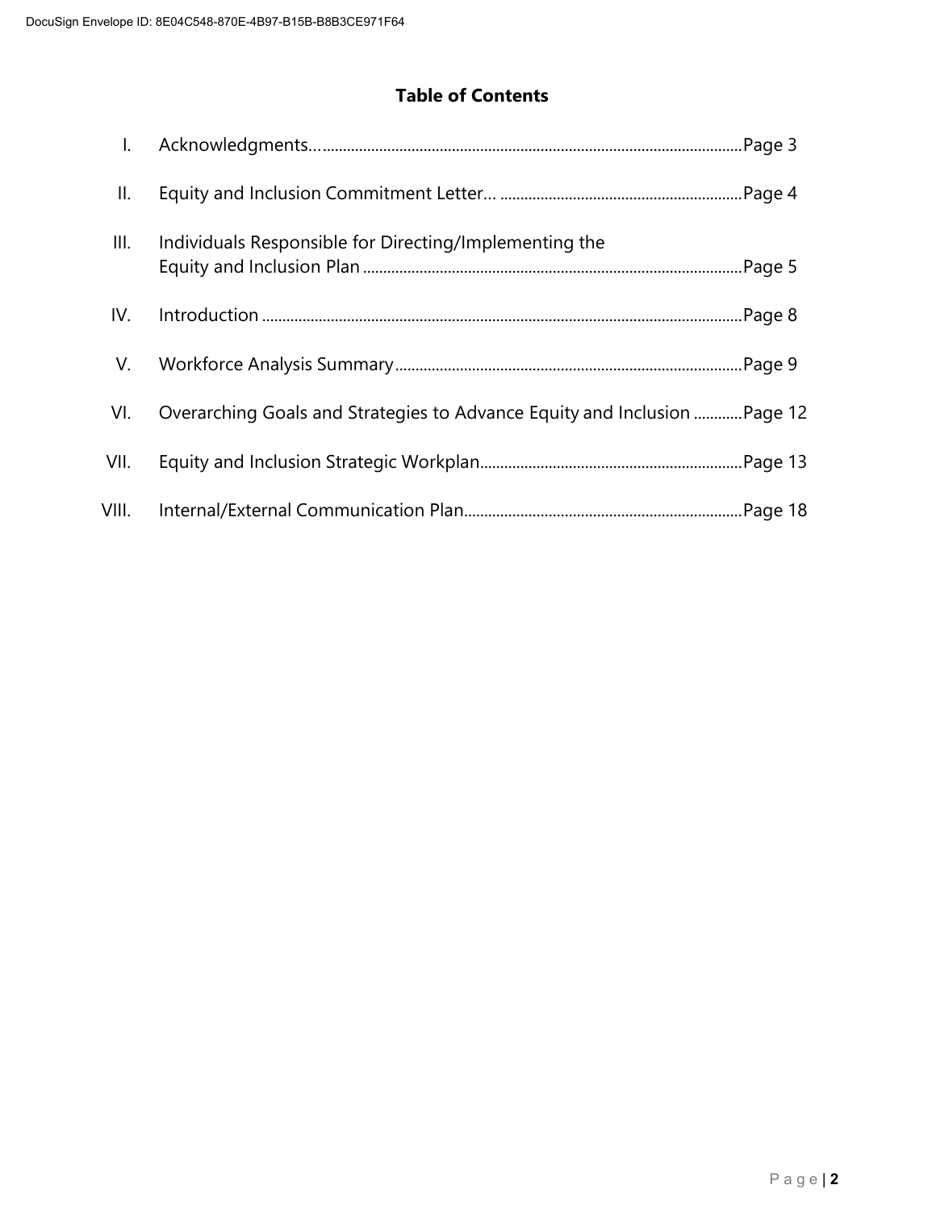# Table of Contents

| | | |
|---|---|---|
| I. | Acknowledgments… | Page 3 |
| II. | Equity and Inclusion Commitment Letter… | Page 4 |
| III. | Individuals Responsible for Directing/Implementing the Equity and Inclusion Plan | Page 5 |
| IV. | Introduction | Page 8 |
| V. | Workforce Analysis Summary | Page 9 |
| VI. | Overarching Goals and Strategies to Advance Equity and Inclusion | Page 12 |
| VII. | Equity and Inclusion Strategic Workplan | Page 13 |
| VIII. | Internal/External Communication Plan | Page 18 |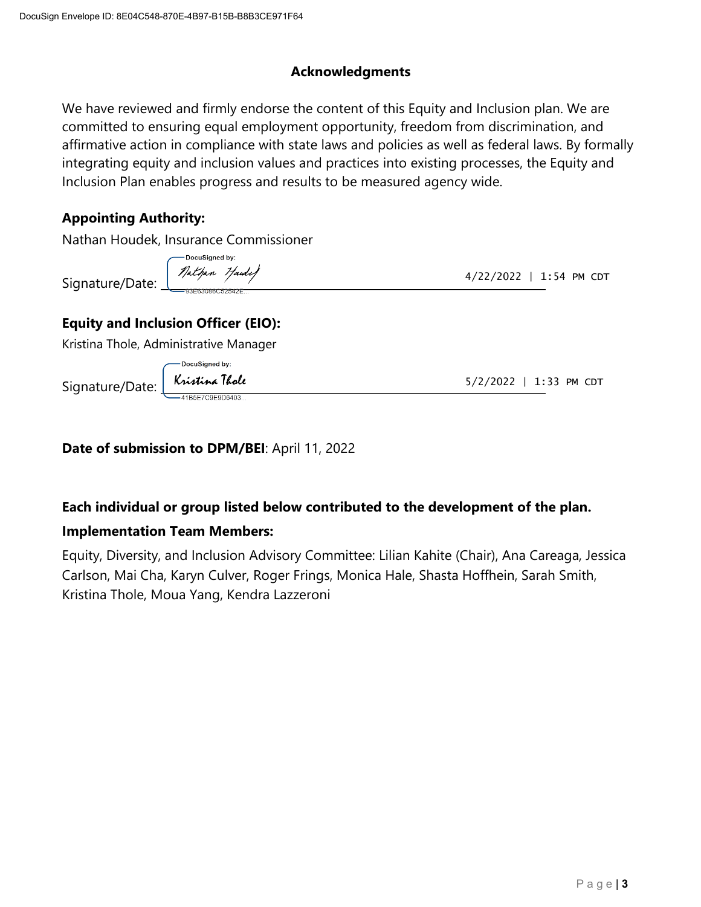DocuSign Envelope ID: 8E04C548-870E-4B97-B15B-B8B3CE971F64

## Acknowledgments

We have reviewed and firmly endorse the content of this Equity and Inclusion plan. We are committed to ensuring equal employment opportunity, freedom from discrimination, and affirmative action in compliance with state laws and policies as well as federal laws. By formally integrating equity and inclusion values and practices into existing processes, the Equity and Inclusion Plan enables progress and results to be measured agency wide.

### Appointing Authority:

Nathan Houdek, Insurance Commissioner

Signature/Date: DocuSigned by: Nathan Houdek 93E63086C82542E... 4/22/2022 | 1:54 PM CDT

### Equity and Inclusion Officer (EIO):

Kristina Thole, Administrative Manager

Signature/Date: DocuSigned by: Kristina Thole 41B5E7C9E9D6403... 5/2/2022 | 1:33 PM CDT

**Date of submission to DPM/BEI**: April 11, 2022

**Each individual or group listed below contributed to the development of the plan.**

### Implementation Team Members:

Equity, Diversity, and Inclusion Advisory Committee: Lilian Kahite (Chair), Ana Careaga, Jessica Carlson, Mai Cha, Karyn Culver, Roger Frings, Monica Hale, Shasta Hoffhein, Sarah Smith, Kristina Thole, Moua Yang, Kendra Lazzeroni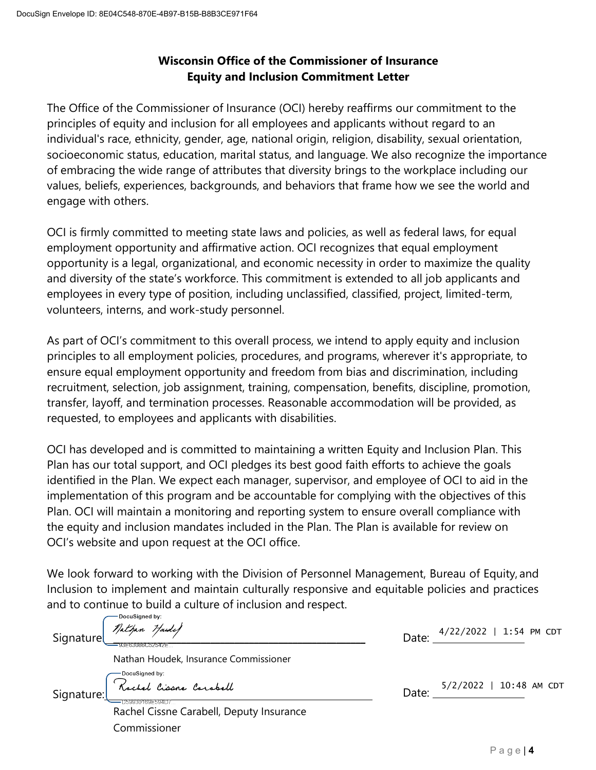DocuSign Envelope ID: 8E04C548-870E-4B97-B15B-B8B3CE971F64

**Wisconsin Office of the Commissioner of Insurance**
**Equity and Inclusion Commitment Letter**

The Office of the Commissioner of Insurance (OCI) hereby reaffirms our commitment to the principles of equity and inclusion for all employees and applicants without regard to an individual's race, ethnicity, gender, age, national origin, religion, disability, sexual orientation, socioeconomic status, education, marital status, and language. We also recognize the importance of embracing the wide range of attributes that diversity brings to the workplace including our values, beliefs, experiences, backgrounds, and behaviors that frame how we see the world and engage with others.

OCI is firmly committed to meeting state laws and policies, as well as federal laws, for equal employment opportunity and affirmative action. OCI recognizes that equal employment opportunity is a legal, organizational, and economic necessity in order to maximize the quality and diversity of the state's workforce. This commitment is extended to all job applicants and employees in every type of position, including unclassified, classified, project, limited-term, volunteers, interns, and work-study personnel.

As part of OCI's commitment to this overall process, we intend to apply equity and inclusion principles to all employment policies, procedures, and programs, wherever it's appropriate, to ensure equal employment opportunity and freedom from bias and discrimination, including recruitment, selection, job assignment, training, compensation, benefits, discipline, promotion, transfer, layoff, and termination processes. Reasonable accommodation will be provided, as requested, to employees and applicants with disabilities.

OCI has developed and is committed to maintaining a written Equity and Inclusion Plan. This Plan has our total support, and OCI pledges its best good faith efforts to achieve the goals identified in the Plan. We expect each manager, supervisor, and employee of OCI to aid in the implementation of this program and be accountable for complying with the objectives of this Plan. OCI will maintain a monitoring and reporting system to ensure overall compliance with the equity and inclusion mandates included in the Plan. The Plan is available for review on OCI's website and upon request at the OCI office.

We look forward to working with the Division of Personnel Management, Bureau of Equity, and Inclusion to implement and maintain culturally responsive and equitable policies and practices and to continue to build a culture of inclusion and respect.

Signature: DocuSigned by: Nathan Houdek (93E63086C52542E...) Date: 4/22/2022 | 1:54 PM CDT

Nathan Houdek, Insurance Commissioner

Signature: DocuSigned by: Rachel Cissne Carabell (D59930169E594D7...) Date: 5/2/2022 | 10:48 AM CDT

Rachel Cissne Carabell, Deputy Insurance Commissioner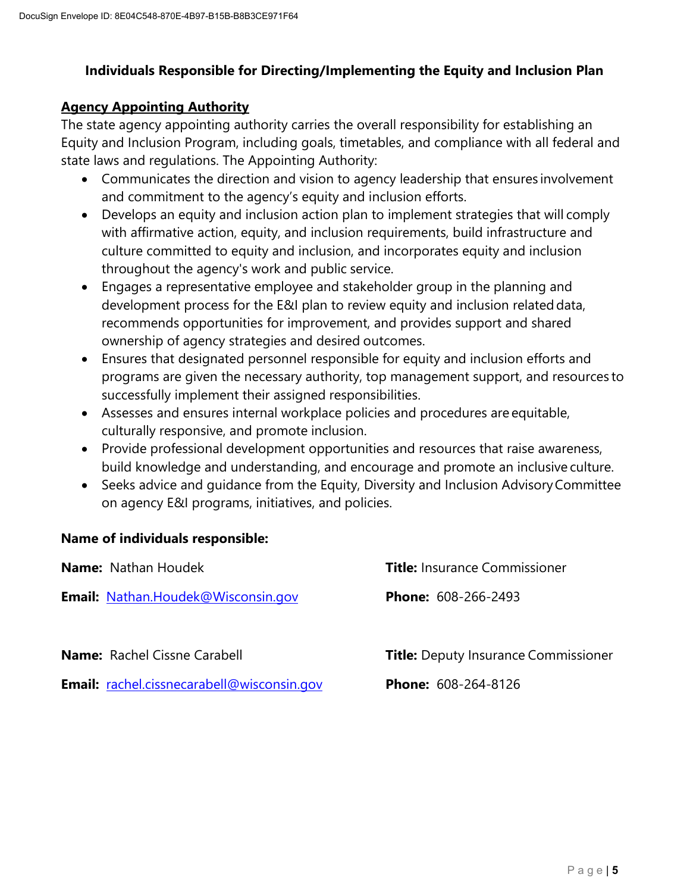## Individuals Responsible for Directing/Implementing the Equity and Inclusion Plan

**Agency Appointing Authority**

The state agency appointing authority carries the overall responsibility for establishing an Equity and Inclusion Program, including goals, timetables, and compliance with all federal and state laws and regulations. The Appointing Authority:

- Communicates the direction and vision to agency leadership that ensures involvement and commitment to the agency's equity and inclusion efforts.
- Develops an equity and inclusion action plan to implement strategies that will comply with affirmative action, equity, and inclusion requirements, build infrastructure and culture committed to equity and inclusion, and incorporates equity and inclusion throughout the agency's work and public service.
- Engages a representative employee and stakeholder group in the planning and development process for the E&I plan to review equity and inclusion related data, recommends opportunities for improvement, and provides support and shared ownership of agency strategies and desired outcomes.
- Ensures that designated personnel responsible for equity and inclusion efforts and programs are given the necessary authority, top management support, and resources to successfully implement their assigned responsibilities.
- Assesses and ensures internal workplace policies and procedures are equitable, culturally responsive, and promote inclusion.
- Provide professional development opportunities and resources that raise awareness, build knowledge and understanding, and encourage and promote an inclusive culture.
- Seeks advice and guidance from the Equity, Diversity and Inclusion Advisory Committee on agency E&I programs, initiatives, and policies.

**Name of individuals responsible:**

**Name:** Nathan Houdek
**Title:** Insurance Commissioner
**Email:** Nathan.Houdek@Wisconsin.gov
**Phone:** 608-266-2493

**Name:** Rachel Cissne Carabell
**Title:** Deputy Insurance Commissioner
**Email:** rachel.cissnecarabell@wisconsin.gov
**Phone:** 608-264-8126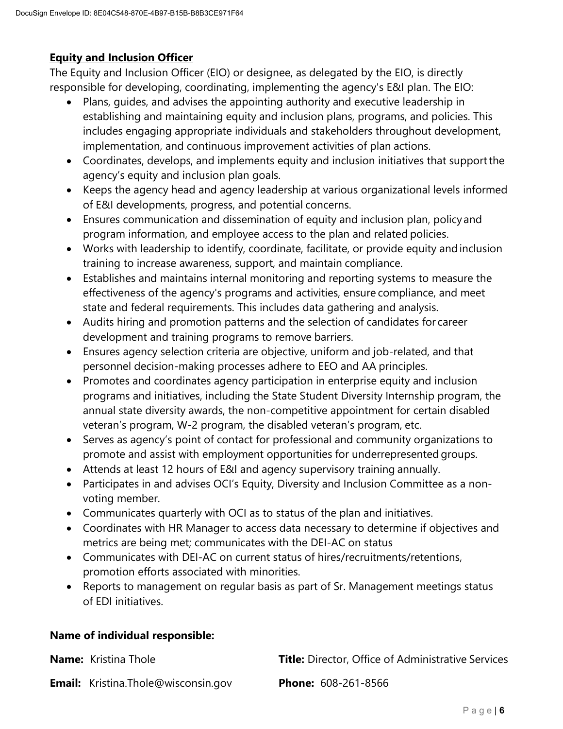## Equity and Inclusion Officer

The Equity and Inclusion Officer (EIO) or designee, as delegated by the EIO, is directly responsible for developing, coordinating, implementing the agency's E&I plan. The EIO:

- Plans, guides, and advises the appointing authority and executive leadership in establishing and maintaining equity and inclusion plans, programs, and policies. This includes engaging appropriate individuals and stakeholders throughout development, implementation, and continuous improvement activities of plan actions.
- Coordinates, develops, and implements equity and inclusion initiatives that support the agency's equity and inclusion plan goals.
- Keeps the agency head and agency leadership at various organizational levels informed of E&I developments, progress, and potential concerns.
- Ensures communication and dissemination of equity and inclusion plan, policy and program information, and employee access to the plan and related policies.
- Works with leadership to identify, coordinate, facilitate, or provide equity and inclusion training to increase awareness, support, and maintain compliance.
- Establishes and maintains internal monitoring and reporting systems to measure the effectiveness of the agency's programs and activities, ensure compliance, and meet state and federal requirements. This includes data gathering and analysis.
- Audits hiring and promotion patterns and the selection of candidates for career development and training programs to remove barriers.
- Ensures agency selection criteria are objective, uniform and job-related, and that personnel decision-making processes adhere to EEO and AA principles.
- Promotes and coordinates agency participation in enterprise equity and inclusion programs and initiatives, including the State Student Diversity Internship program, the annual state diversity awards, the non-competitive appointment for certain disabled veteran's program, W-2 program, the disabled veteran's program, etc.
- Serves as agency's point of contact for professional and community organizations to promote and assist with employment opportunities for underrepresented groups.
- Attends at least 12 hours of E&I and agency supervisory training annually.
- Participates in and advises OCI's Equity, Diversity and Inclusion Committee as a non-voting member.
- Communicates quarterly with OCI as to status of the plan and initiatives.
- Coordinates with HR Manager to access data necessary to determine if objectives and metrics are being met; communicates with the DEI-AC on status
- Communicates with DEI-AC on current status of hires/recruitments/retentions, promotion efforts associated with minorities.
- Reports to management on regular basis as part of Sr. Management meetings status of EDI initiatives.

**Name of individual responsible:**

**Name:** Kristina Thole  
**Title:** Director, Office of Administrative Services  
**Email:** Kristina.Thole@wisconsin.gov  
**Phone:** 608-261-8566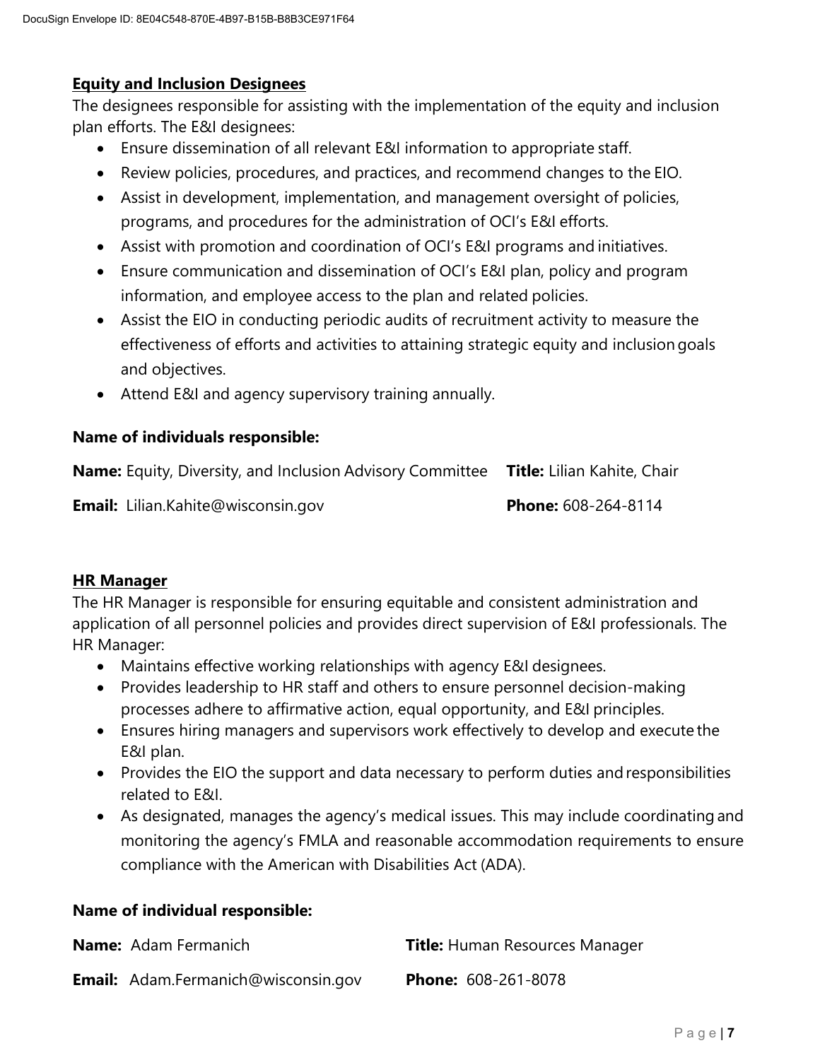## Equity and Inclusion Designees

The designees responsible for assisting with the implementation of the equity and inclusion plan efforts. The E&I designees:

- Ensure dissemination of all relevant E&I information to appropriate staff.
- Review policies, procedures, and practices, and recommend changes to the EIO.
- Assist in development, implementation, and management oversight of policies, programs, and procedures for the administration of OCI's E&I efforts.
- Assist with promotion and coordination of OCI's E&I programs and initiatives.
- Ensure communication and dissemination of OCI's E&I plan, policy and program information, and employee access to the plan and related policies.
- Assist the EIO in conducting periodic audits of recruitment activity to measure the effectiveness of efforts and activities to attaining strategic equity and inclusion goals and objectives.
- Attend E&I and agency supervisory training annually.

**Name of individuals responsible:**

**Name:** Equity, Diversity, and Inclusion Advisory Committee **Title:** Lilian Kahite, Chair

**Email:** Lilian.Kahite@wisconsin.gov **Phone:** 608-264-8114

## HR Manager

The HR Manager is responsible for ensuring equitable and consistent administration and application of all personnel policies and provides direct supervision of E&I professionals. The HR Manager:

- Maintains effective working relationships with agency E&I designees.
- Provides leadership to HR staff and others to ensure personnel decision-making processes adhere to affirmative action, equal opportunity, and E&I principles.
- Ensures hiring managers and supervisors work effectively to develop and execute the E&I plan.
- Provides the EIO the support and data necessary to perform duties and responsibilities related to E&I.
- As designated, manages the agency's medical issues. This may include coordinating and monitoring the agency's FMLA and reasonable accommodation requirements to ensure compliance with the American with Disabilities Act (ADA).

**Name of individual responsible:**

**Name:** Adam Fermanich **Title:** Human Resources Manager

**Email:** Adam.Fermanich@wisconsin.gov **Phone:** 608-261-8078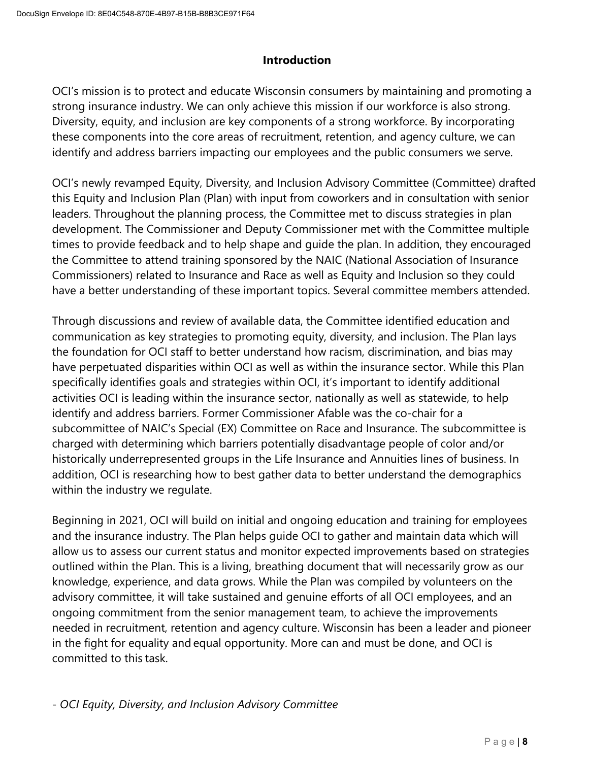## Introduction

OCI's mission is to protect and educate Wisconsin consumers by maintaining and promoting a strong insurance industry. We can only achieve this mission if our workforce is also strong. Diversity, equity, and inclusion are key components of a strong workforce. By incorporating these components into the core areas of recruitment, retention, and agency culture, we can identify and address barriers impacting our employees and the public consumers we serve.

OCI's newly revamped Equity, Diversity, and Inclusion Advisory Committee (Committee) drafted this Equity and Inclusion Plan (Plan) with input from coworkers and in consultation with senior leaders. Throughout the planning process, the Committee met to discuss strategies in plan development. The Commissioner and Deputy Commissioner met with the Committee multiple times to provide feedback and to help shape and guide the plan. In addition, they encouraged the Committee to attend training sponsored by the NAIC (National Association of Insurance Commissioners) related to Insurance and Race as well as Equity and Inclusion so they could have a better understanding of these important topics. Several committee members attended.

Through discussions and review of available data, the Committee identified education and communication as key strategies to promoting equity, diversity, and inclusion. The Plan lays the foundation for OCI staff to better understand how racism, discrimination, and bias may have perpetuated disparities within OCI as well as within the insurance sector. While this Plan specifically identifies goals and strategies within OCI, it's important to identify additional activities OCI is leading within the insurance sector, nationally as well as statewide, to help identify and address barriers. Former Commissioner Afable was the co-chair for a subcommittee of NAIC's Special (EX) Committee on Race and Insurance. The subcommittee is charged with determining which barriers potentially disadvantage people of color and/or historically underrepresented groups in the Life Insurance and Annuities lines of business. In addition, OCI is researching how to best gather data to better understand the demographics within the industry we regulate.

Beginning in 2021, OCI will build on initial and ongoing education and training for employees and the insurance industry. The Plan helps guide OCI to gather and maintain data which will allow us to assess our current status and monitor expected improvements based on strategies outlined within the Plan. This is a living, breathing document that will necessarily grow as our knowledge, experience, and data grows. While the Plan was compiled by volunteers on the advisory committee, it will take sustained and genuine efforts of all OCI employees, and an ongoing commitment from the senior management team, to achieve the improvements needed in recruitment, retention and agency culture. Wisconsin has been a leader and pioneer in the fight for equality and equal opportunity. More can and must be done, and OCI is committed to this task.

*- OCI Equity, Diversity, and Inclusion Advisory Committee*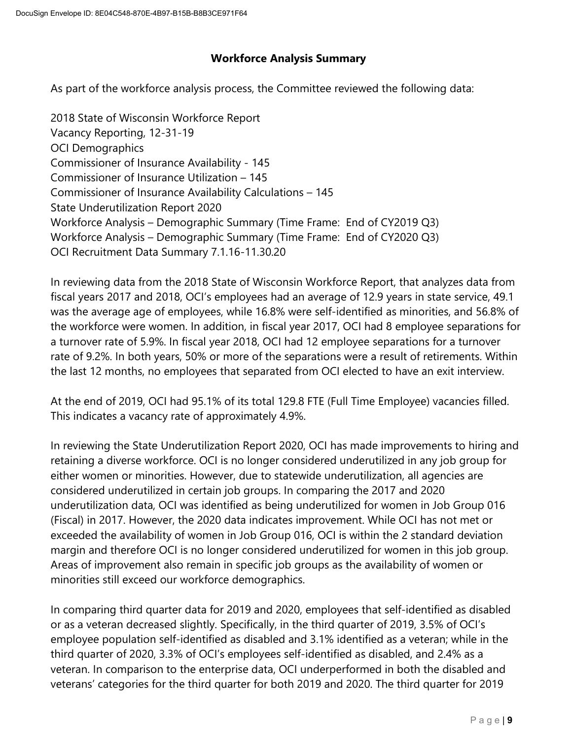## Workforce Analysis Summary

As part of the workforce analysis process, the Committee reviewed the following data:

2018 State of Wisconsin Workforce Report
Vacancy Reporting, 12-31-19
OCI Demographics
Commissioner of Insurance Availability - 145
Commissioner of Insurance Utilization – 145
Commissioner of Insurance Availability Calculations – 145
State Underutilization Report 2020
Workforce Analysis – Demographic Summary (Time Frame: End of CY2019 Q3)
Workforce Analysis – Demographic Summary (Time Frame: End of CY2020 Q3)
OCI Recruitment Data Summary 7.1.16-11.30.20

In reviewing data from the 2018 State of Wisconsin Workforce Report, that analyzes data from fiscal years 2017 and 2018, OCI's employees had an average of 12.9 years in state service, 49.1 was the average age of employees, while 16.8% were self-identified as minorities, and 56.8% of the workforce were women. In addition, in fiscal year 2017, OCI had 8 employee separations for a turnover rate of 5.9%. In fiscal year 2018, OCI had 12 employee separations for a turnover rate of 9.2%. In both years, 50% or more of the separations were a result of retirements. Within the last 12 months, no employees that separated from OCI elected to have an exit interview.

At the end of 2019, OCI had 95.1% of its total 129.8 FTE (Full Time Employee) vacancies filled. This indicates a vacancy rate of approximately 4.9%.

In reviewing the State Underutilization Report 2020, OCI has made improvements to hiring and retaining a diverse workforce. OCI is no longer considered underutilized in any job group for either women or minorities. However, due to statewide underutilization, all agencies are considered underutilized in certain job groups. In comparing the 2017 and 2020 underutilization data, OCI was identified as being underutilized for women in Job Group 016 (Fiscal) in 2017. However, the 2020 data indicates improvement. While OCI has not met or exceeded the availability of women in Job Group 016, OCI is within the 2 standard deviation margin and therefore OCI is no longer considered underutilized for women in this job group. Areas of improvement also remain in specific job groups as the availability of women or minorities still exceed our workforce demographics.

In comparing third quarter data for 2019 and 2020, employees that self-identified as disabled or as a veteran decreased slightly. Specifically, in the third quarter of 2019, 3.5% of OCI's employee population self-identified as disabled and 3.1% identified as a veteran; while in the third quarter of 2020, 3.3% of OCI's employees self-identified as disabled, and 2.4% as a veteran. In comparison to the enterprise data, OCI underperformed in both the disabled and veterans' categories for the third quarter for both 2019 and 2020. The third quarter for 2019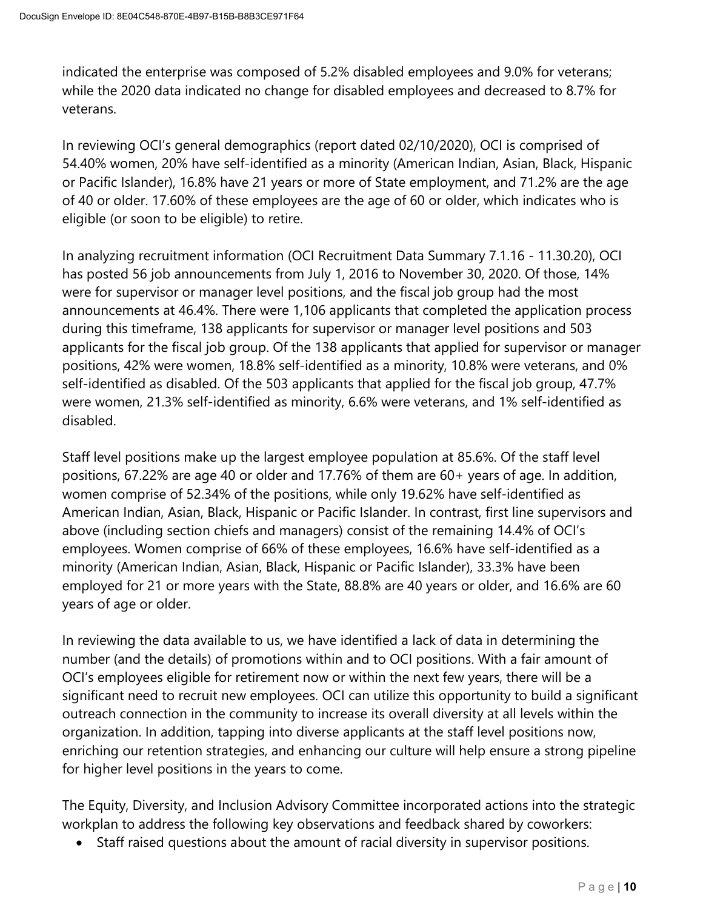indicated the enterprise was composed of 5.2% disabled employees and 9.0% for veterans; while the 2020 data indicated no change for disabled employees and decreased to 8.7% for veterans.

In reviewing OCI's general demographics (report dated 02/10/2020), OCI is comprised of 54.40% women, 20% have self-identified as a minority (American Indian, Asian, Black, Hispanic or Pacific Islander), 16.8% have 21 years or more of State employment, and 71.2% are the age of 40 or older. 17.60% of these employees are the age of 60 or older, which indicates who is eligible (or soon to be eligible) to retire.

In analyzing recruitment information (OCI Recruitment Data Summary 7.1.16 - 11.30.20), OCI has posted 56 job announcements from July 1, 2016 to November 30, 2020. Of those, 14% were for supervisor or manager level positions, and the fiscal job group had the most announcements at 46.4%. There were 1,106 applicants that completed the application process during this timeframe, 138 applicants for supervisor or manager level positions and 503 applicants for the fiscal job group. Of the 138 applicants that applied for supervisor or manager positions, 42% were women, 18.8% self-identified as a minority, 10.8% were veterans, and 0% self-identified as disabled. Of the 503 applicants that applied for the fiscal job group, 47.7% were women, 21.3% self-identified as minority, 6.6% were veterans, and 1% self-identified as disabled.

Staff level positions make up the largest employee population at 85.6%. Of the staff level positions, 67.22% are age 40 or older and 17.76% of them are 60+ years of age. In addition, women comprise of 52.34% of the positions, while only 19.62% have self-identified as American Indian, Asian, Black, Hispanic or Pacific Islander. In contrast, first line supervisors and above (including section chiefs and managers) consist of the remaining 14.4% of OCI's employees. Women comprise of 66% of these employees, 16.6% have self-identified as a minority (American Indian, Asian, Black, Hispanic or Pacific Islander), 33.3% have been employed for 21 or more years with the State, 88.8% are 40 years or older, and 16.6% are 60 years of age or older.

In reviewing the data available to us, we have identified a lack of data in determining the number (and the details) of promotions within and to OCI positions. With a fair amount of OCI's employees eligible for retirement now or within the next few years, there will be a significant need to recruit new employees. OCI can utilize this opportunity to build a significant outreach connection in the community to increase its overall diversity at all levels within the organization. In addition, tapping into diverse applicants at the staff level positions now, enriching our retention strategies, and enhancing our culture will help ensure a strong pipeline for higher level positions in the years to come.

The Equity, Diversity, and Inclusion Advisory Committee incorporated actions into the strategic workplan to address the following key observations and feedback shared by coworkers:

- Staff raised questions about the amount of racial diversity in supervisor positions.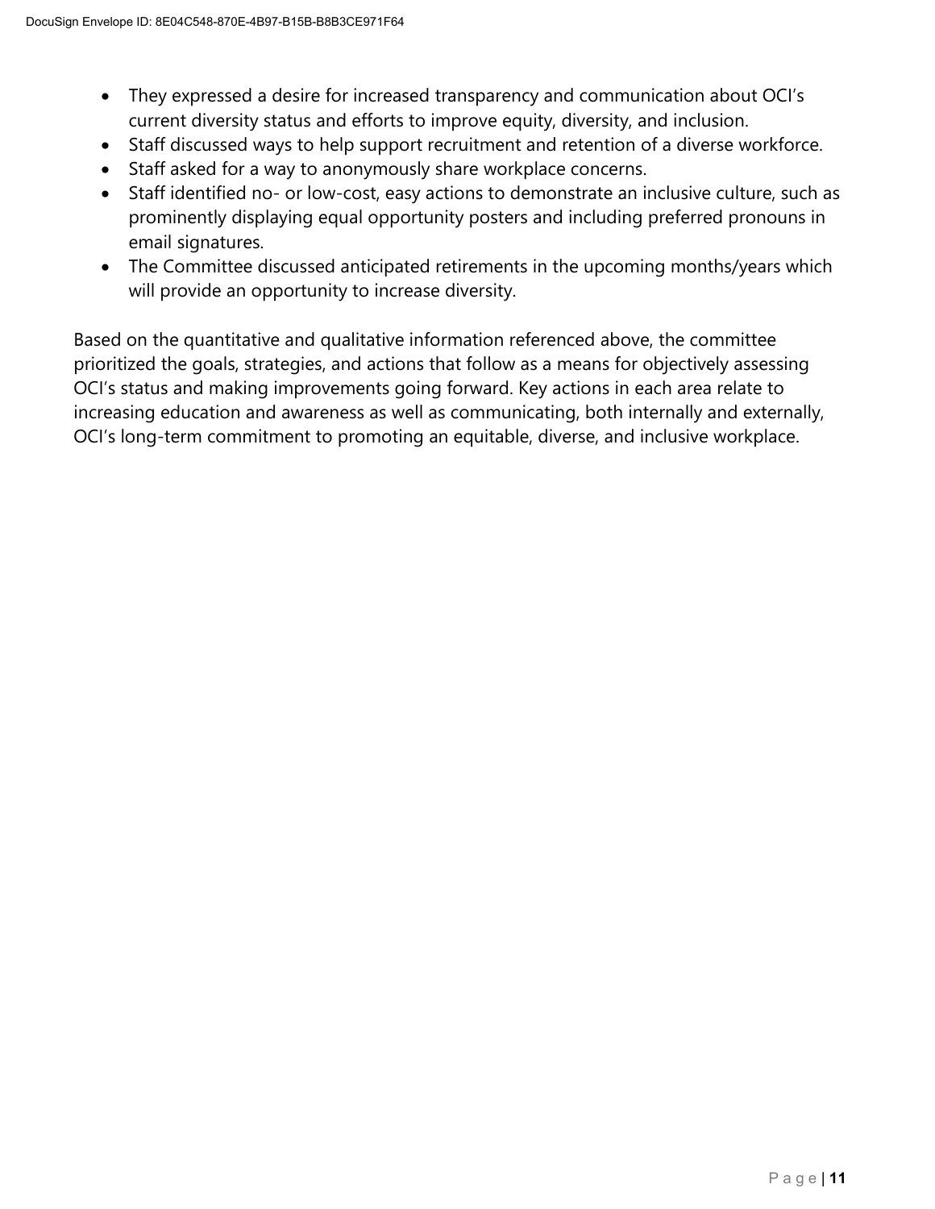- They expressed a desire for increased transparency and communication about OCI's current diversity status and efforts to improve equity, diversity, and inclusion.
- Staff discussed ways to help support recruitment and retention of a diverse workforce.
- Staff asked for a way to anonymously share workplace concerns.
- Staff identified no- or low-cost, easy actions to demonstrate an inclusive culture, such as prominently displaying equal opportunity posters and including preferred pronouns in email signatures.
- The Committee discussed anticipated retirements in the upcoming months/years which will provide an opportunity to increase diversity.

Based on the quantitative and qualitative information referenced above, the committee prioritized the goals, strategies, and actions that follow as a means for objectively assessing OCI's status and making improvements going forward. Key actions in each area relate to increasing education and awareness as well as communicating, both internally and externally, OCI's long-term commitment to promoting an equitable, diverse, and inclusive workplace.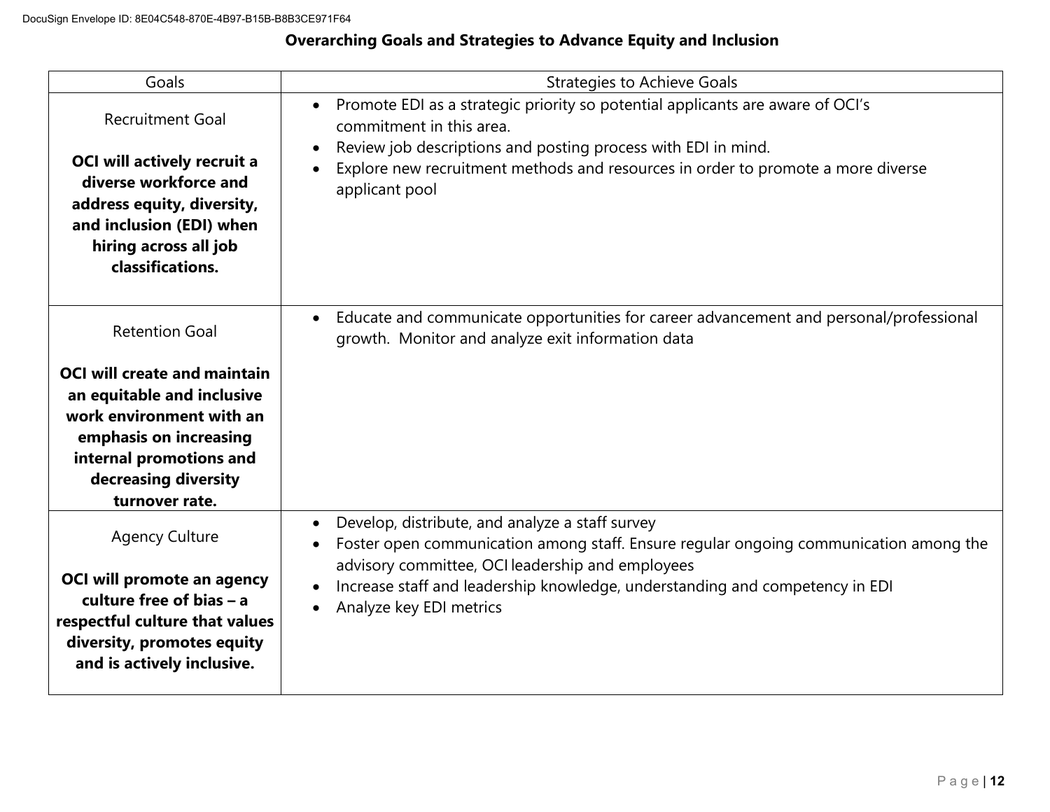## Overarching Goals and Strategies to Advance Equity and Inclusion

| Goals | Strategies to Achieve Goals |
|---|---|
| Recruitment Goal<br><br>**OCI will actively recruit a diverse workforce and address equity, diversity, and inclusion (EDI) when hiring across all job classifications.** | • Promote EDI as a strategic priority so potential applicants are aware of OCI's commitment in this area.<br>• Review job descriptions and posting process with EDI in mind.<br>• Explore new recruitment methods and resources in order to promote a more diverse applicant pool |
| Retention Goal<br><br>**OCI will create and maintain an equitable and inclusive work environment with an emphasis on increasing internal promotions and decreasing diversity turnover rate.** | • Educate and communicate opportunities for career advancement and personal/professional growth. Monitor and analyze exit information data |
| Agency Culture<br><br>**OCI will promote an agency culture free of bias – a respectful culture that values diversity, promotes equity and is actively inclusive.** | • Develop, distribute, and analyze a staff survey<br>• Foster open communication among staff. Ensure regular ongoing communication among the advisory committee, OCI leadership and employees<br>• Increase staff and leadership knowledge, understanding and competency in EDI<br>• Analyze key EDI metrics |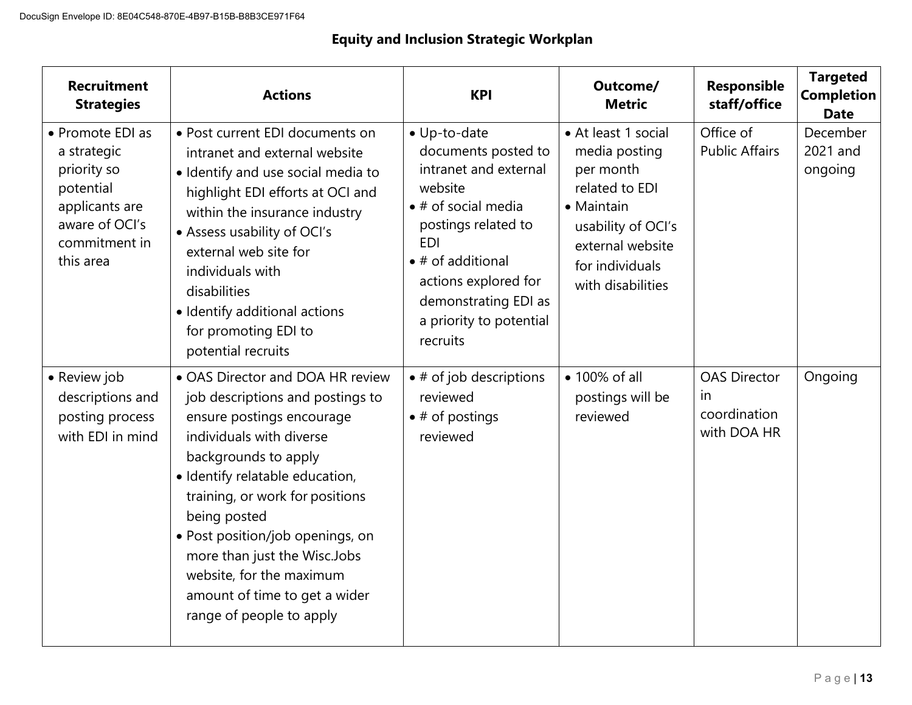## Equity and Inclusion Strategic Workplan

| Recruitment Strategies | Actions | KPI | Outcome/ Metric | Responsible staff/office | Targeted Completion Date |
|---|---|---|---|---|---|
| • Promote EDI as a strategic priority so potential applicants are aware of OCI's commitment in this area | • Post current EDI documents on intranet and external website<br>• Identify and use social media to highlight EDI efforts at OCI and within the insurance industry<br>• Assess usability of OCI's external web site for individuals with disabilities<br>• Identify additional actions for promoting EDI to potential recruits | • Up-to-date documents posted to intranet and external website<br>• # of social media postings related to EDI<br>• # of additional actions explored for demonstrating EDI as a priority to potential recruits | • At least 1 social media posting per month related to EDI<br>• Maintain usability of OCI's external website for individuals with disabilities | Office of Public Affairs | December 2021 and ongoing |
| • Review job descriptions and posting process with EDI in mind | • OAS Director and DOA HR review job descriptions and postings to ensure postings encourage individuals with diverse backgrounds to apply<br>• Identify relatable education, training, or work for positions being posted<br>• Post position/job openings, on more than just the Wisc.Jobs website, for the maximum amount of time to get a wider range of people to apply | • # of job descriptions reviewed<br>• # of postings reviewed | • 100% of all postings will be reviewed | OAS Director in coordination with DOA HR | Ongoing |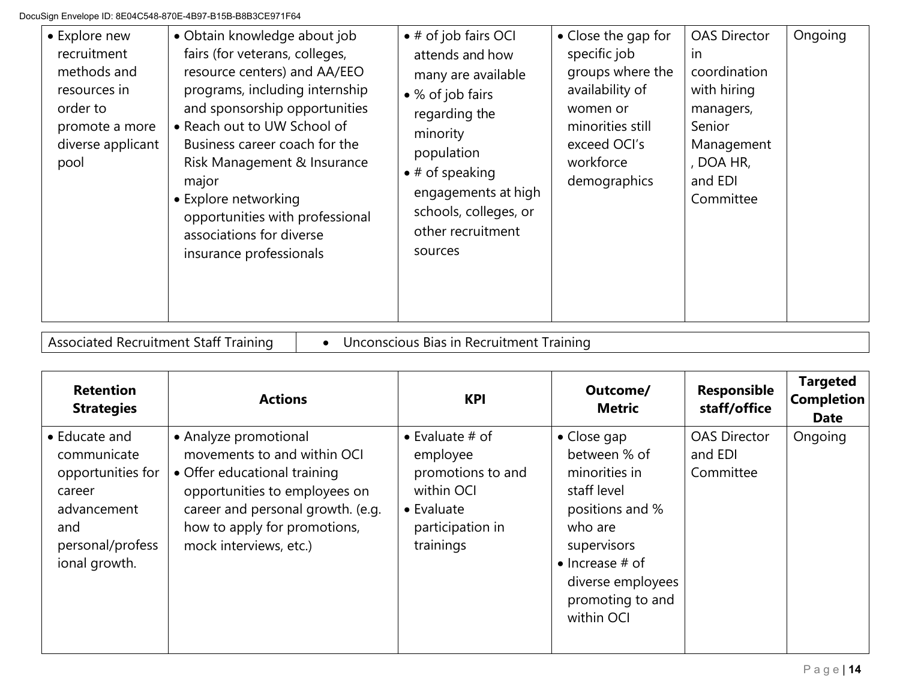| | | | | | |
|---|---|---|---|---|---|
| • Explore new recruitment methods and resources in order to promote a more diverse applicant pool | • Obtain knowledge about job fairs (for veterans, colleges, resource centers) and AA/EEO programs, including internship and sponsorship opportunities<br>• Reach out to UW School of Business career coach for the Risk Management & Insurance major<br>• Explore networking opportunities with professional associations for diverse insurance professionals | • # of job fairs OCI attends and how many are available<br>• % of job fairs regarding the minority population<br>• # of speaking engagements at high schools, colleges, or other recruitment sources | • Close the gap for specific job groups where the availability of women or minorities still exceed OCI's workforce demographics | OAS Director in coordination with hiring managers, Senior Management, DOA HR, and EDI Committee | Ongoing |

| Associated Recruitment Staff Training | • Unconscious Bias in Recruitment Training |
|---|---|

| Retention Strategies | Actions | KPI | Outcome/ Metric | Responsible staff/office | Targeted Completion Date |
|---|---|---|---|---|---|
| • Educate and communicate opportunities for career advancement and personal/professional growth. | • Analyze promotional movements to and within OCI<br>• Offer educational training opportunities to employees on career and personal growth. (e.g. how to apply for promotions, mock interviews, etc.) | • Evaluate # of employee promotions to and within OCI<br>• Evaluate participation in trainings | • Close gap between % of minorities in staff level positions and % who are supervisors<br>• Increase # of diverse employees promoting to and within OCI | OAS Director and EDI Committee | Ongoing |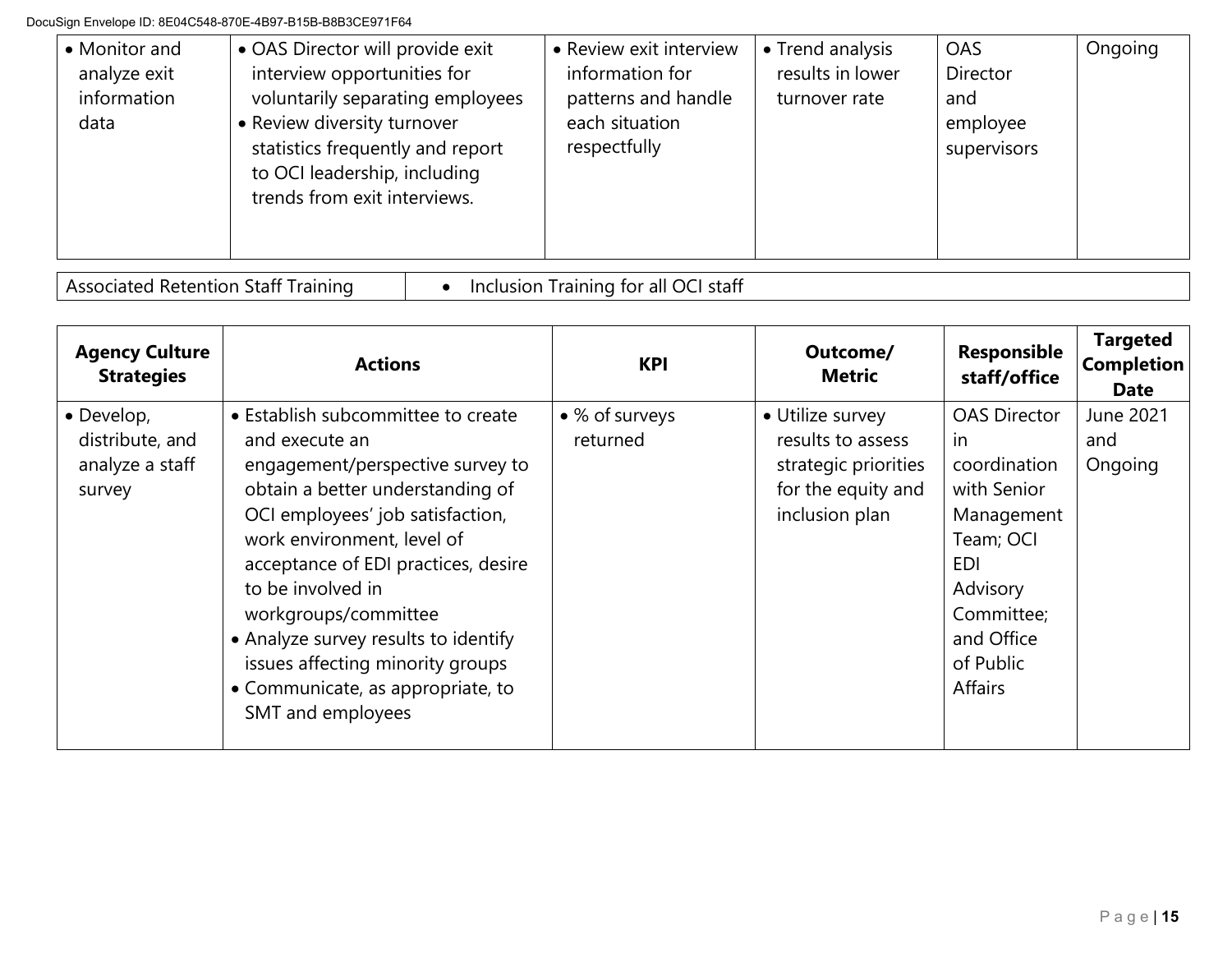| | | | | | |
|---|---|---|---|---|---|
| • Monitor and analyze exit information data | • OAS Director will provide exit interview opportunities for voluntarily separating employees<br>• Review diversity turnover statistics frequently and report to OCI leadership, including trends from exit interviews. | • Review exit interview information for patterns and handle each situation respectfully | • Trend analysis results in lower turnover rate | OAS Director and employee supervisors | Ongoing |

| Associated Retention Staff Training | • Inclusion Training for all OCI staff |
|---|---|

| Agency Culture Strategies | Actions | KPI | Outcome/ Metric | Responsible staff/office | Targeted Completion Date |
|---|---|---|---|---|---|
| • Develop, distribute, and analyze a staff survey | • Establish subcommittee to create and execute an engagement/perspective survey to obtain a better understanding of OCI employees' job satisfaction, work environment, level of acceptance of EDI practices, desire to be involved in workgroups/committee<br>• Analyze survey results to identify issues affecting minority groups<br>• Communicate, as appropriate, to SMT and employees | • % of surveys returned | • Utilize survey results to assess strategic priorities for the equity and inclusion plan | OAS Director in coordination with Senior Management Team; OCI EDI Advisory Committee; and Office of Public Affairs | June 2021 and Ongoing |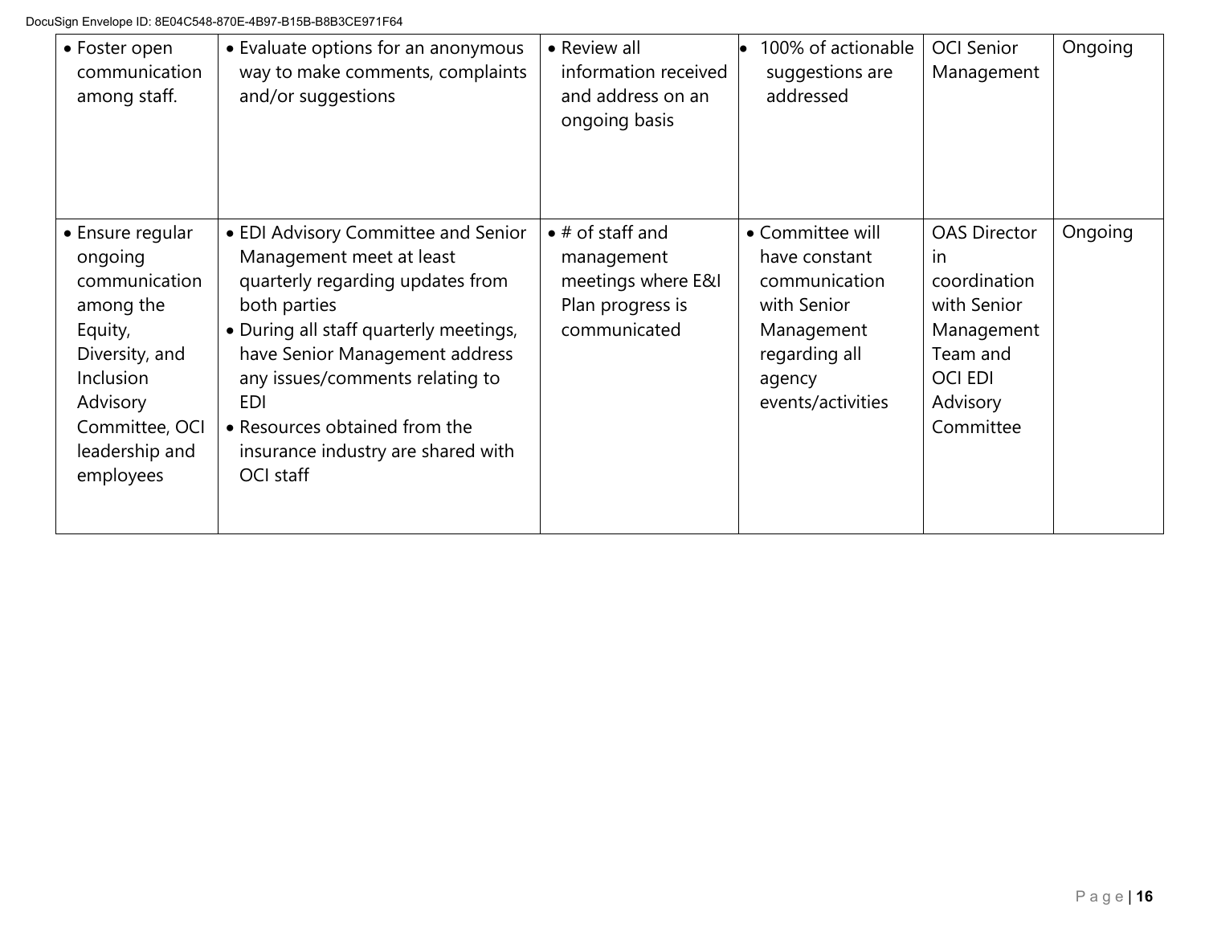| | | | | | |
|---|---|---|---|---|---|
| • Foster open communication among staff. | • Evaluate options for an anonymous way to make comments, complaints and/or suggestions | • Review all information received and address on an ongoing basis | • 100% of actionable suggestions are addressed | OCI Senior Management | Ongoing |
| • Ensure regular ongoing communication among the Equity, Diversity, and Inclusion Advisory Committee, OCI leadership and employees | • EDI Advisory Committee and Senior Management meet at least quarterly regarding updates from both parties<br>• During all staff quarterly meetings, have Senior Management address any issues/comments relating to EDI<br>• Resources obtained from the insurance industry are shared with OCI staff | • # of staff and management meetings where E&I Plan progress is communicated | • Committee will have constant communication with Senior Management regarding all agency events/activities | OAS Director in coordination with Senior Management Team and OCI EDI Advisory Committee | Ongoing |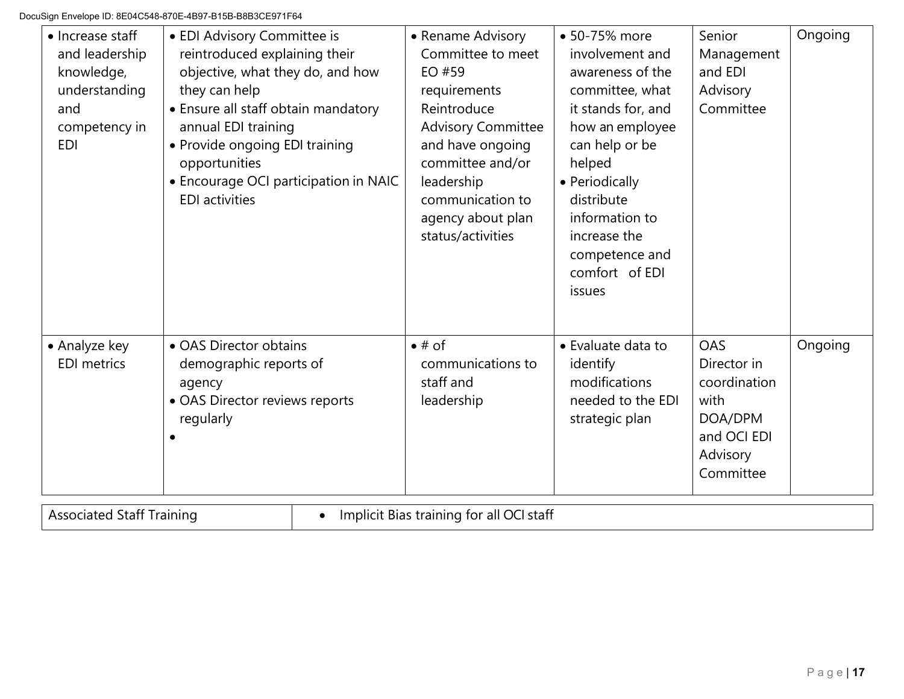| | | | | | |
|---|---|---|---|---|---|
| • Increase staff and leadership knowledge, understanding and competency in EDI | • EDI Advisory Committee is reintroduced explaining their objective, what they do, and how they can help<br>• Ensure all staff obtain mandatory annual EDI training<br>• Provide ongoing EDI training opportunities<br>• Encourage OCI participation in NAIC EDI activities | • Rename Advisory Committee to meet EO #59 requirements Reintroduce Advisory Committee and have ongoing committee and/or leadership communication to agency about plan status/activities | • 50-75% more involvement and awareness of the committee, what it stands for, and how an employee can help or be helped<br>• Periodically distribute information to increase the competence and comfort of EDI issues | Senior Management and EDI Advisory Committee | Ongoing |
| • Analyze key EDI metrics | • OAS Director obtains demographic reports of agency<br>• OAS Director reviews reports regularly<br>• | • # of communications to staff and leadership | • Evaluate data to identify modifications needed to the EDI strategic plan | OAS Director in coordination with DOA/DPM and OCI EDI Advisory Committee | Ongoing |

| | |
|---|---|
| Associated Staff Training | • Implicit Bias training for all OCI staff |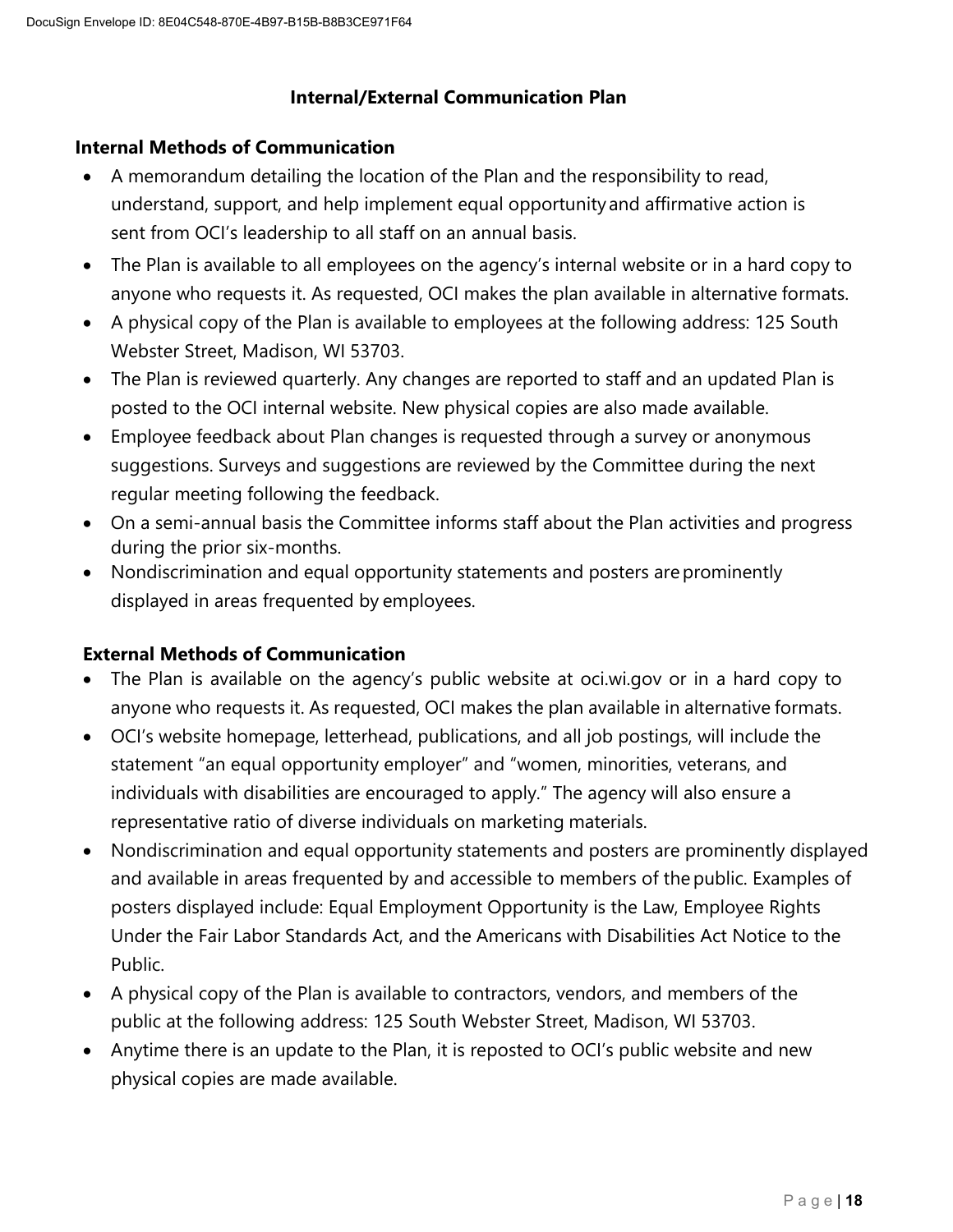## Internal/External Communication Plan

### Internal Methods of Communication

- A memorandum detailing the location of the Plan and the responsibility to read, understand, support, and help implement equal opportunity and affirmative action is sent from OCI's leadership to all staff on an annual basis.
- The Plan is available to all employees on the agency's internal website or in a hard copy to anyone who requests it. As requested, OCI makes the plan available in alternative formats.
- A physical copy of the Plan is available to employees at the following address: 125 South Webster Street, Madison, WI 53703.
- The Plan is reviewed quarterly. Any changes are reported to staff and an updated Plan is posted to the OCI internal website. New physical copies are also made available.
- Employee feedback about Plan changes is requested through a survey or anonymous suggestions. Surveys and suggestions are reviewed by the Committee during the next regular meeting following the feedback.
- On a semi-annual basis the Committee informs staff about the Plan activities and progress during the prior six-months.
- Nondiscrimination and equal opportunity statements and posters are prominently displayed in areas frequented by employees.

### External Methods of Communication

- The Plan is available on the agency's public website at oci.wi.gov or in a hard copy to anyone who requests it. As requested, OCI makes the plan available in alternative formats.
- OCI's website homepage, letterhead, publications, and all job postings, will include the statement "an equal opportunity employer" and "women, minorities, veterans, and individuals with disabilities are encouraged to apply." The agency will also ensure a representative ratio of diverse individuals on marketing materials.
- Nondiscrimination and equal opportunity statements and posters are prominently displayed and available in areas frequented by and accessible to members of the public. Examples of posters displayed include: Equal Employment Opportunity is the Law, Employee Rights Under the Fair Labor Standards Act, and the Americans with Disabilities Act Notice to the Public.
- A physical copy of the Plan is available to contractors, vendors, and members of the public at the following address: 125 South Webster Street, Madison, WI 53703.
- Anytime there is an update to the Plan, it is reposted to OCI's public website and new physical copies are made available.